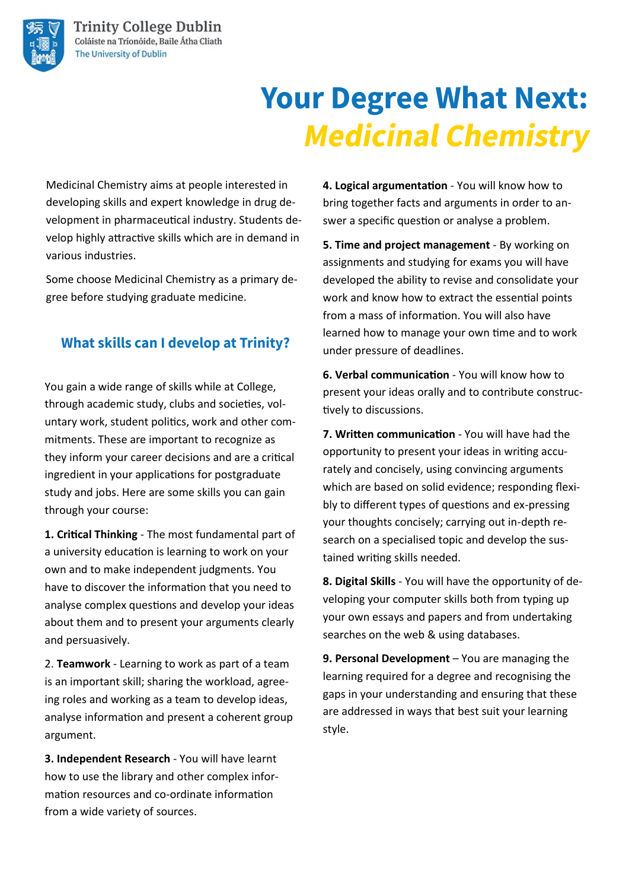Trinity College Dublin
Coláiste na Tríonóide, Baile Átha Cliath
The University of Dublin

# Your Degree What Next: *Medicinal Chemistry*

Medicinal Chemistry aims at people interested in developing skills and expert knowledge in drug development in pharmaceutical industry. Students develop highly attractive skills which are in demand in various industries.

Some choose Medicinal Chemistry as a primary degree before studying graduate medicine.

## What skills can I develop at Trinity?

You gain a wide range of skills while at College, through academic study, clubs and societies, voluntary work, student politics, work and other commitments. These are important to recognize as they inform your career decisions and are a critical ingredient in your applications for postgraduate study and jobs. Here are some skills you can gain through your course:

**1. Critical Thinking** - The most fundamental part of a university education is learning to work on your own and to make independent judgments. You have to discover the information that you need to analyse complex questions and develop your ideas about them and to present your arguments clearly and persuasively.

2. **Teamwork** - Learning to work as part of a team is an important skill; sharing the workload, agreeing roles and working as a team to develop ideas, analyse information and present a coherent group argument.

**3. Independent Research** - You will have learnt how to use the library and other complex information resources and co-ordinate information from a wide variety of sources.

**4. Logical argumentation** - You will know how to bring together facts and arguments in order to answer a specific question or analyse a problem.

**5. Time and project management** - By working on assignments and studying for exams you will have developed the ability to revise and consolidate your work and know how to extract the essential points from a mass of information. You will also have learned how to manage your own time and to work under pressure of deadlines.

**6. Verbal communication** - You will know how to present your ideas orally and to contribute constructively to discussions.

**7. Written communication** - You will have had the opportunity to present your ideas in writing accurately and concisely, using convincing arguments which are based on solid evidence; responding flexibly to different types of questions and ex-pressing your thoughts concisely; carrying out in-depth research on a specialised topic and develop the sustained writing skills needed.

**8. Digital Skills** - You will have the opportunity of developing your computer skills both from typing up your own essays and papers and from undertaking searches on the web & using databases.

**9. Personal Development** – You are managing the learning required for a degree and recognising the gaps in your understanding and ensuring that these are addressed in ways that best suit your learning style.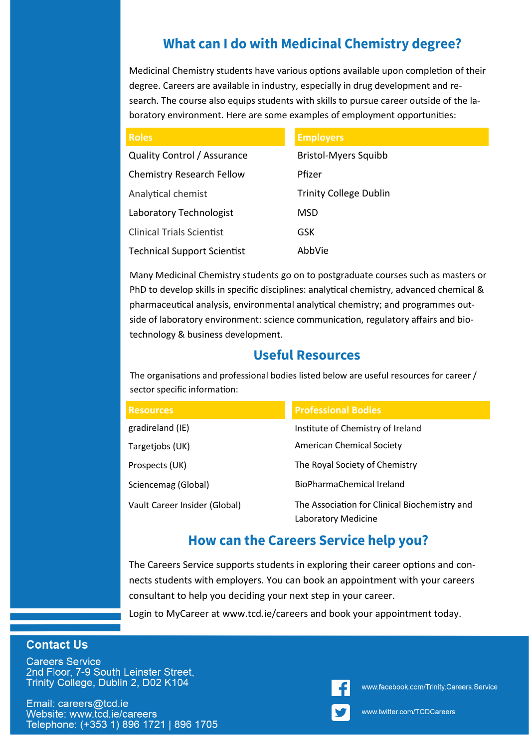## What can I do with Medicinal Chemistry degree?

Medicinal Chemistry students have various options available upon completion of their degree. Careers are available in industry, especially in drug development and research. The course also equips students with skills to pursue career outside of the laboratory environment. Here are some examples of employment opportunities:

| Roles | Employers |
|---|---|
| Quality Control / Assurance | Bristol-Myers Squibb |
| Chemistry Research Fellow | Pfizer |
| Analytical chemist | Trinity College Dublin |
| Laboratory Technologist | MSD |
| Clinical Trials Scientist | GSK |
| Technical Support Scientist | AbbVie |

Many Medicinal Chemistry students go on to postgraduate courses such as masters or PhD to develop skills in specific disciplines: analytical chemistry, advanced chemical & pharmaceutical analysis, environmental analytical chemistry; and programmes outside of laboratory environment: science communication, regulatory affairs and biotechnology & business development.

## Useful Resources

The organisations and professional bodies listed below are useful resources for career / sector specific information:

| Resources | Professional Bodies |
|---|---|
| gradireland (IE) | Institute of Chemistry of Ireland |
| Targetjobs (UK) | American Chemical Society |
| Prospects (UK) | The Royal Society of Chemistry |
| Sciencemag (Global) | BioPharmaChemical Ireland |
| Vault Career Insider (Global) | The Association for Clinical Biochemistry and Laboratory Medicine |

## How can the Careers Service help you?

The Careers Service supports students in exploring their career options and connects students with employers. You can book an appointment with your careers consultant to help you deciding your next step in your career.

Login to MyCareer at www.tcd.ie/careers and book your appointment today.

### Contact Us

Careers Service
2nd Floor, 7-9 South Leinster Street,
Trinity College, Dublin 2, D02 K104

Email: careers@tcd.ie
Website: www.tcd.ie/careers
Telephone: (+353 1) 896 1721 | 896 1705

www.facebook.com/Trinity.Careers.Service

www.twitter.com/TCDCareers